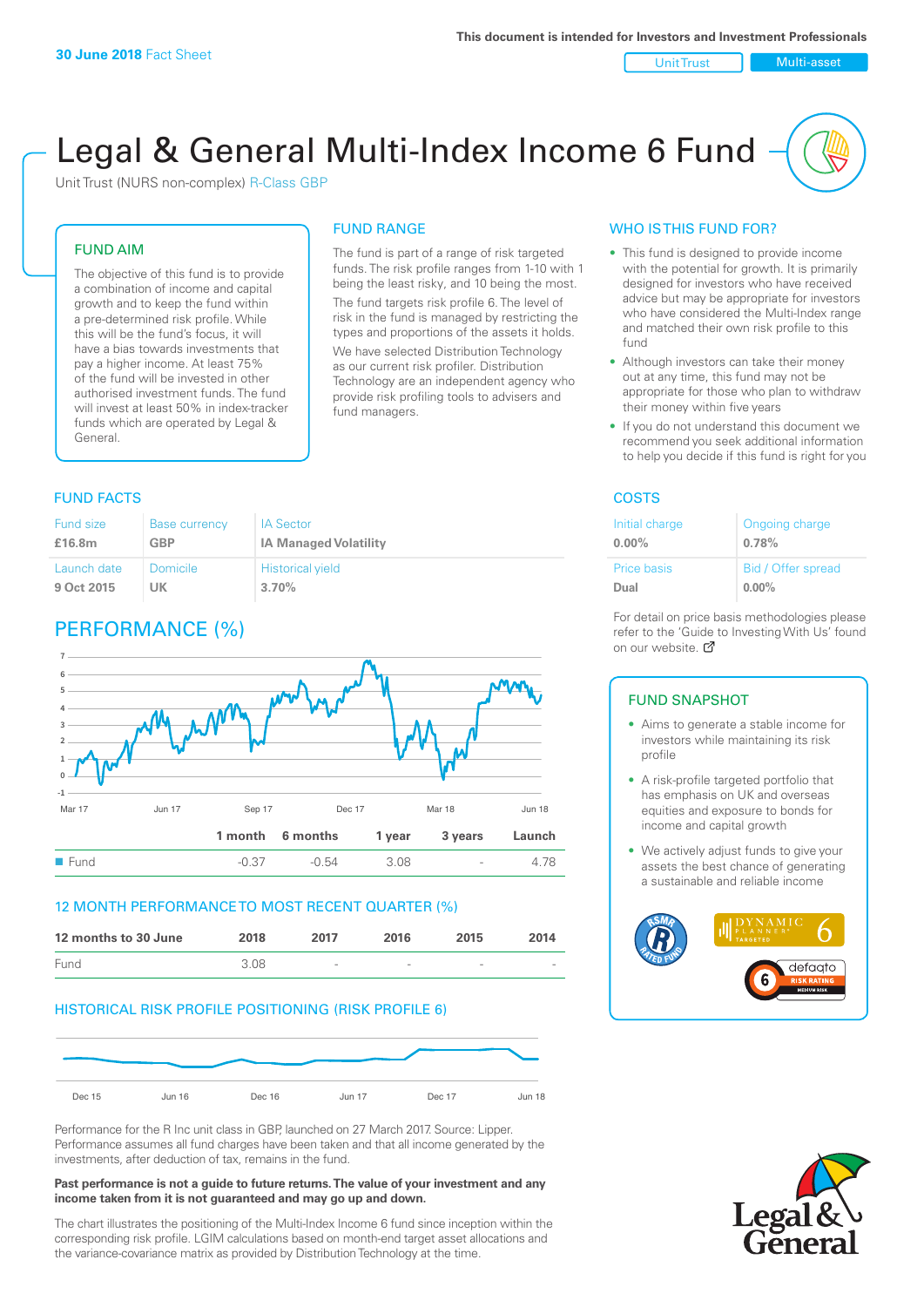30 June 2018 Fact Sheet

This document is intended for Investors and Investment Professionals

Unit Trust | Multi-asset

# Legal & General Multi-Index Income 6 Fund

Unit Trust (NURS non-complex) R-Class GBP

## FUND AIM

The objective of this fund is to provide a combination of income and capital growth and to keep the fund within a pre-determined risk profile. While this will be the fund's focus, it will have a bias towards investments that pay a higher income. At least 75% of the fund will be invested in other authorised investment funds. The fund will invest at least 50% in index-tracker funds which are operated by Legal & General.

## FUND RANGE

The fund is part of a range of risk targeted funds. The risk profile ranges from 1-10 with 1 being the least risky, and 10 being the most.

The fund targets risk profile 6. The level of risk in the fund is managed by restricting the types and proportions of the assets it holds. We have selected Distribution Technology as our current risk profiler. Distribution Technology are an independent agency who provide risk profiling tools to advisers and fund managers.

## WHO IS THIS FUND FOR?

- This fund is designed to provide income with the potential for growth. It is primarily designed for investors who have received advice but may be appropriate for investors who have considered the Multi-Index range and matched their own risk profile to this fund
- Although investors can take their money out at any time, this fund may not be appropriate for those who plan to withdraw their money within five years
- If you do not understand this document we recommend you seek additional information to help you decide if this fund is right for you

## FUND FACTS

| Fund size | Base currency | IA Sector |
|---|---|---|
| £16.8m | GBP | IA Managed Volatility |
| **Launch date** | **Domicile** | **Historical yield** |
| 9 Oct 2015 | UK | 3.70% |

## COSTS

| Initial charge | Ongoing charge |
|---|---|
| 0.00% | 0.78% |
| **Price basis** | **Bid / Offer spread** |
| Dual | 0.00% |

For detail on price basis methodologies please refer to the 'Guide to Investing With Us' found on our website.

## PERFORMANCE (%)

| | 1 month | 6 months | 1 year | 3 years | Launch |
|---|---|---|---|---|---|
| Fund | -0.37 | -0.54 | 3.08 | - | 4.78 |

## 12 MONTH PERFORMANCE TO MOST RECENT QUARTER (%)

| 12 months to 30 June | 2018 | 2017 | 2016 | 2015 | 2014 |
|---|---|---|---|---|---|
| Fund | 3.08 | - | - | - | - |

## HISTORICAL RISK PROFILE POSITIONING (RISK PROFILE 6)

Performance for the R Inc unit class in GBP, launched on 27 March 2017. Source: Lipper. Performance assumes all fund charges have been taken and that all income generated by the investments, after deduction of tax, remains in the fund.

**Past performance is not a guide to future returns. The value of your investment and any income taken from it is not guaranteed and may go up and down.**

The chart illustrates the positioning of the Multi-Index Income 6 fund since inception within the corresponding risk profile. LGIM calculations based on month-end target asset allocations and the variance-covariance matrix as provided by Distribution Technology at the time.

## FUND SNAPSHOT

- Aims to generate a stable income for investors while maintaining its risk profile
- A risk-profile targeted portfolio that has emphasis on UK and overseas equities and exposure to bonds for income and capital growth
- We actively adjust funds to give your assets the best chance of generating a sustainable and reliable income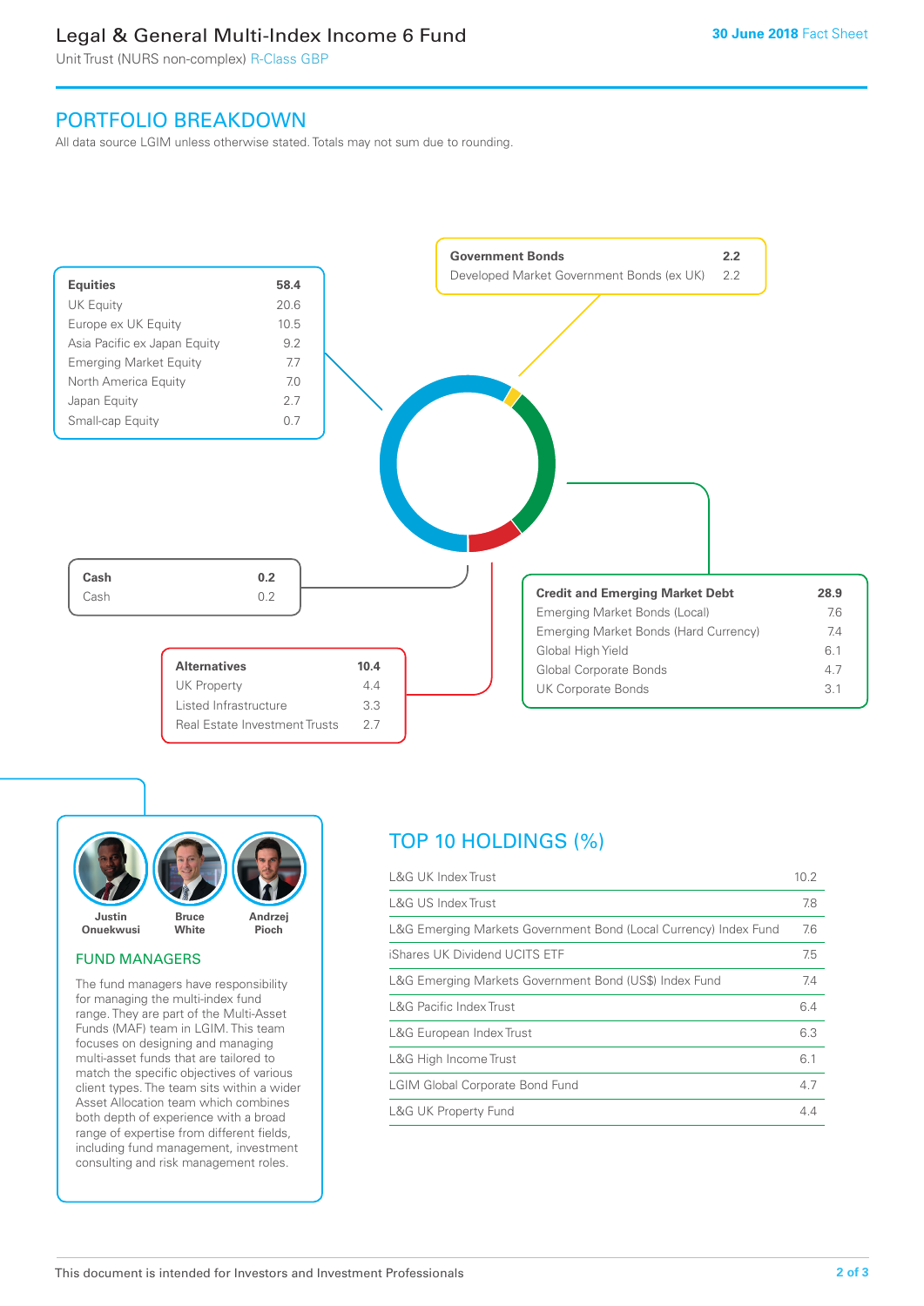# Legal & General Multi-Index Income 6 Fund

Unit Trust (NURS non-complex) R-Class GBP

**30 June 2018** Fact Sheet

## PORTFOLIO BREAKDOWN

All data source LGIM unless otherwise stated. Totals may not sum due to rounding.

| Equities | 58.4 |
|---|---|
| UK Equity | 20.6 |
| Europe ex UK Equity | 10.5 |
| Asia Pacific ex Japan Equity | 9.2 |
| Emerging Market Equity | 7.7 |
| North America Equity | 7.0 |
| Japan Equity | 2.7 |
| Small-cap Equity | 0.7 |

| Government Bonds | 2.2 |
|---|---|
| Developed Market Government Bonds (ex UK) | 2.2 |

| Cash | 0.2 |
|---|---|
| Cash | 0.2 |

| Credit and Emerging Market Debt | 28.9 |
|---|---|
| Emerging Market Bonds (Local) | 7.6 |
| Emerging Market Bonds (Hard Currency) | 7.4 |
| Global High Yield | 6.1 |
| Global Corporate Bonds | 4.7 |
| UK Corporate Bonds | 3.1 |

| Alternatives | 10.4 |
|---|---|
| UK Property | 4.4 |
| Listed Infrastructure | 3.3 |
| Real Estate Investment Trusts | 2.7 |

Justin Onuekwusi, Bruce White, Andrzej Pioch

### FUND MANAGERS

The fund managers have responsibility for managing the multi-index fund range. They are part of the Multi-Asset Funds (MAF) team in LGIM. This team focuses on designing and managing multi-asset funds that are tailored to match the specific objectives of various client types. The team sits within a wider Asset Allocation team which combines both depth of experience with a broad range of expertise from different fields, including fund management, investment consulting and risk management roles.

## TOP 10 HOLDINGS (%)

| Holding | % |
|---|---|
| L&G UK Index Trust | 10.2 |
| L&G US Index Trust | 7.8 |
| L&G Emerging Markets Government Bond (Local Currency) Index Fund | 7.6 |
| iShares UK Dividend UCITS ETF | 7.5 |
| L&G Emerging Markets Government Bond (US$) Index Fund | 7.4 |
| L&G Pacific Index Trust | 6.4 |
| L&G European Index Trust | 6.3 |
| L&G High Income Trust | 6.1 |
| LGIM Global Corporate Bond Fund | 4.7 |
| L&G UK Property Fund | 4.4 |

This document is intended for Investors and Investment Professionals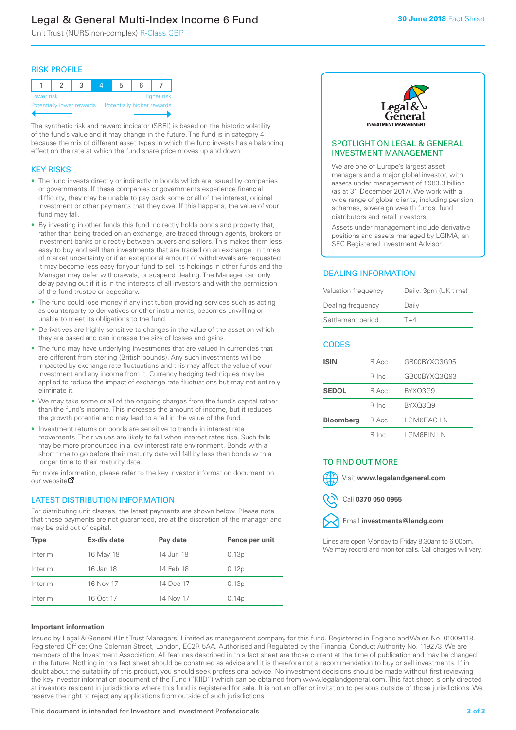# Legal & General Multi-Index Income 6 Fund

Unit Trust (NURS non-complex) R-Class GBP

**30 June 2018** Fact Sheet

## RISK PROFILE

| 1 | 2 | 3 | 4 | 5 | 6 | 7 |
|---|---|---|---|---|---|---|

Lower risk — Higher risk

Potentially lower rewards — Potentially higher rewards

The synthetic risk and reward indicator (SRRI) is based on the historic volatility of the fund's value and it may change in the future. The fund is in category 4 because the mix of different asset types in which the fund invests has a balancing effect on the rate at which the fund share price moves up and down.

## KEY RISKS

- The fund invests directly or indirectly in bonds which are issued by companies or governments. If these companies or governments experience financial difficulty, they may be unable to pay back some or all of the interest, original investment or other payments that they owe. If this happens, the value of your fund may fall.
- By investing in other funds this fund indirectly holds bonds and property that, rather than being traded on an exchange, are traded through agents, brokers or investment banks or directly between buyers and sellers. This makes them less easy to buy and sell than investments that are traded on an exchange. In times of market uncertainty or if an exceptional amount of withdrawals are requested it may become less easy for your fund to sell its holdings in other funds and the Manager may defer withdrawals, or suspend dealing. The Manager can only delay paying out if it is in the interests of all investors and with the permission of the fund trustee or depositary.
- The fund could lose money if any institution providing services such as acting as counterparty to derivatives or other instruments, becomes unwilling or unable to meet its obligations to the fund.
- Derivatives are highly sensitive to changes in the value of the asset on which they are based and can increase the size of losses and gains.
- The fund may have underlying investments that are valued in currencies that are different from sterling (British pounds). Any such investments will be impacted by exchange rate fluctuations and this may affect the value of your investment and any income from it. Currency hedging techniques may be applied to reduce the impact of exchange rate fluctuations but may not entirely eliminate it.
- We may take some or all of the ongoing charges from the fund's capital rather than the fund's income. This increases the amount of income, but it reduces the growth potential and may lead to a fall in the value of the fund.
- Investment returns on bonds are sensitive to trends in interest rate movements. Their values are likely to fall when interest rates rise. Such falls may be more pronounced in a low interest rate environment. Bonds with a short time to go before their maturity date will fall by less than bonds with a longer time to their maturity date.

For more information, please refer to the key investor information document on our website

## LATEST DISTRIBUTION INFORMATION

For distributing unit classes, the latest payments are shown below. Please note that these payments are not guaranteed, are at the discretion of the manager and may be paid out of capital.

| Type | Ex-div date | Pay date | Pence per unit |
|---|---|---|---|
| Interim | 16 May 18 | 14 Jun 18 | 0.13p |
| Interim | 16 Jan 18 | 14 Feb 18 | 0.12p |
| Interim | 16 Nov 17 | 14 Dec 17 | 0.13p |
| Interim | 16 Oct 17 | 14 Nov 17 | 0.14p |

## SPOTLIGHT ON LEGAL & GENERAL INVESTMENT MANAGEMENT

We are one of Europe's largest asset managers and a major global investor, with assets under management of £983.3 billion (as at 31 December 2017). We work with a wide range of global clients, including pension schemes, sovereign wealth funds, fund distributors and retail investors.

Assets under management include derivative positions and assets managed by LGIMA, an SEC Registered Investment Advisor.

## DEALING INFORMATION

| | |
|---|---|
| Valuation frequency | Daily, 3pm (UK time) |
| Dealing frequency | Daily |
| Settlement period | T+4 |

## CODES

| | | |
|---|---|---|
| **ISIN** | R Acc | GB00BYXQ3G95 |
| | R Inc | GB00BYXQ3Q93 |
| **SEDOL** | R Acc | BYXQ3G9 |
| | R Inc | BYXQ3Q9 |
| **Bloomberg** | R Acc | LGM6RAC LN |
| | R Inc | LGM6RIN LN |

## TO FIND OUT MORE

Visit **www.legalandgeneral.com**

Call **0370 050 0955**

Email **investments@landg.com**

Lines are open Monday to Friday 8.30am to 6.00pm. We may record and monitor calls. Call charges will vary.

**Important information**

Issued by Legal & General (Unit Trust Managers) Limited as management company for this fund. Registered in England and Wales No. 01009418. Registered Office: One Coleman Street, London, EC2R 5AA. Authorised and Regulated by the Financial Conduct Authority No. 119273. We are members of the Investment Association. All features described in this fact sheet are those current at the time of publication and may be changed in the future. Nothing in this fact sheet should be construed as advice and it is therefore not a recommendation to buy or sell investments. If in doubt about the suitability of this product, you should seek professional advice. No investment decisions should be made without first reviewing the key investor information document of the Fund ("KIID") which can be obtained from www.legalandgeneral.com. This fact sheet is only directed at investors resident in jurisdictions where this fund is registered for sale. It is not an offer or invitation to persons outside of those jurisdictions. We reserve the right to reject any applications from outside of such jurisdictions.

This document is intended for Investors and Investment Professionals